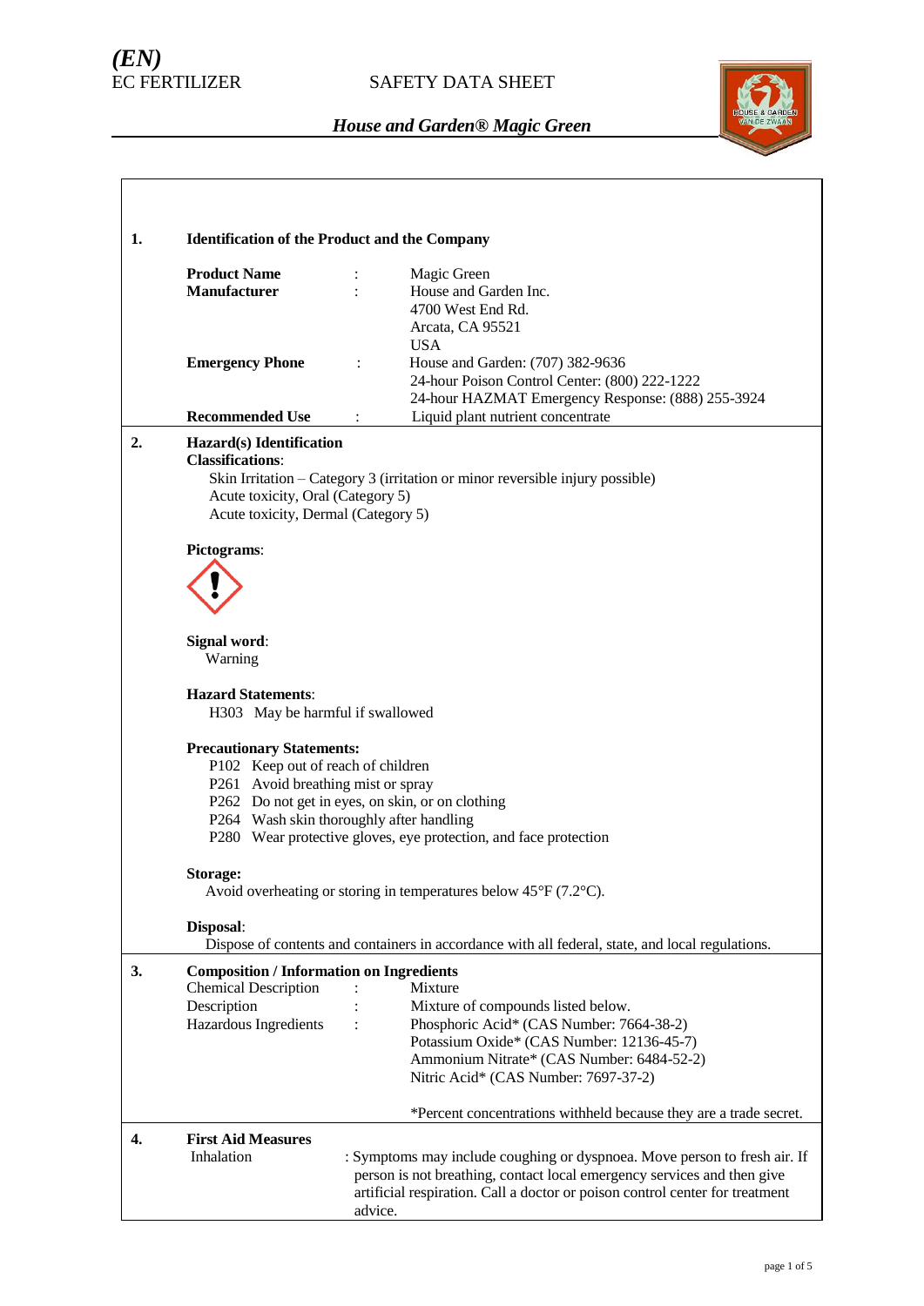*(EN)*
EC FERTILIZER

SAFETY DATA SHEET

***House and Garden® Magic Green***

## 1. Identification of the Product and the Company

**Product Name** : Magic Green

**Manufacturer** : House and Garden Inc.
4700 West End Rd.
Arcata, CA 95521
USA

**Emergency Phone** : House and Garden: (707) 382-9636
24-hour Poison Control Center: (800) 222-1222
24-hour HAZMAT Emergency Response: (888) 255-3924

**Recommended Use** : Liquid plant nutrient concentrate

## 2. Hazard(s) Identification

**Classifications**:

Skin Irritation – Category 3 (irritation or minor reversible injury possible)
Acute toxicity, Oral (Category 5)
Acute toxicity, Dermal (Category 5)

**Pictograms**:

**Signal word**:

Warning

**Hazard Statements**:

H303 May be harmful if swallowed

**Precautionary Statements:**

P102 Keep out of reach of children
P261 Avoid breathing mist or spray
P262 Do not get in eyes, on skin, or on clothing
P264 Wash skin thoroughly after handling
P280 Wear protective gloves, eye protection, and face protection

**Storage:**

Avoid overheating or storing in temperatures below 45°F (7.2°C).

**Disposal**:

Dispose of contents and containers in accordance with all federal, state, and local regulations.

## 3. Composition / Information on Ingredients

Chemical Description : Mixture

Description : Mixture of compounds listed below.

Hazardous Ingredients : Phosphoric Acid* (CAS Number: 7664-38-2)
Potassium Oxide* (CAS Number: 12136-45-7)
Ammonium Nitrate* (CAS Number: 6484-52-2)
Nitric Acid* (CAS Number: 7697-37-2)

*Percent concentrations withheld because they are a trade secret.

## 4. First Aid Measures

Inhalation : Symptoms may include coughing or dyspnoea. Move person to fresh air. If person is not breathing, contact local emergency services and then give artificial respiration. Call a doctor or poison control center for treatment advice.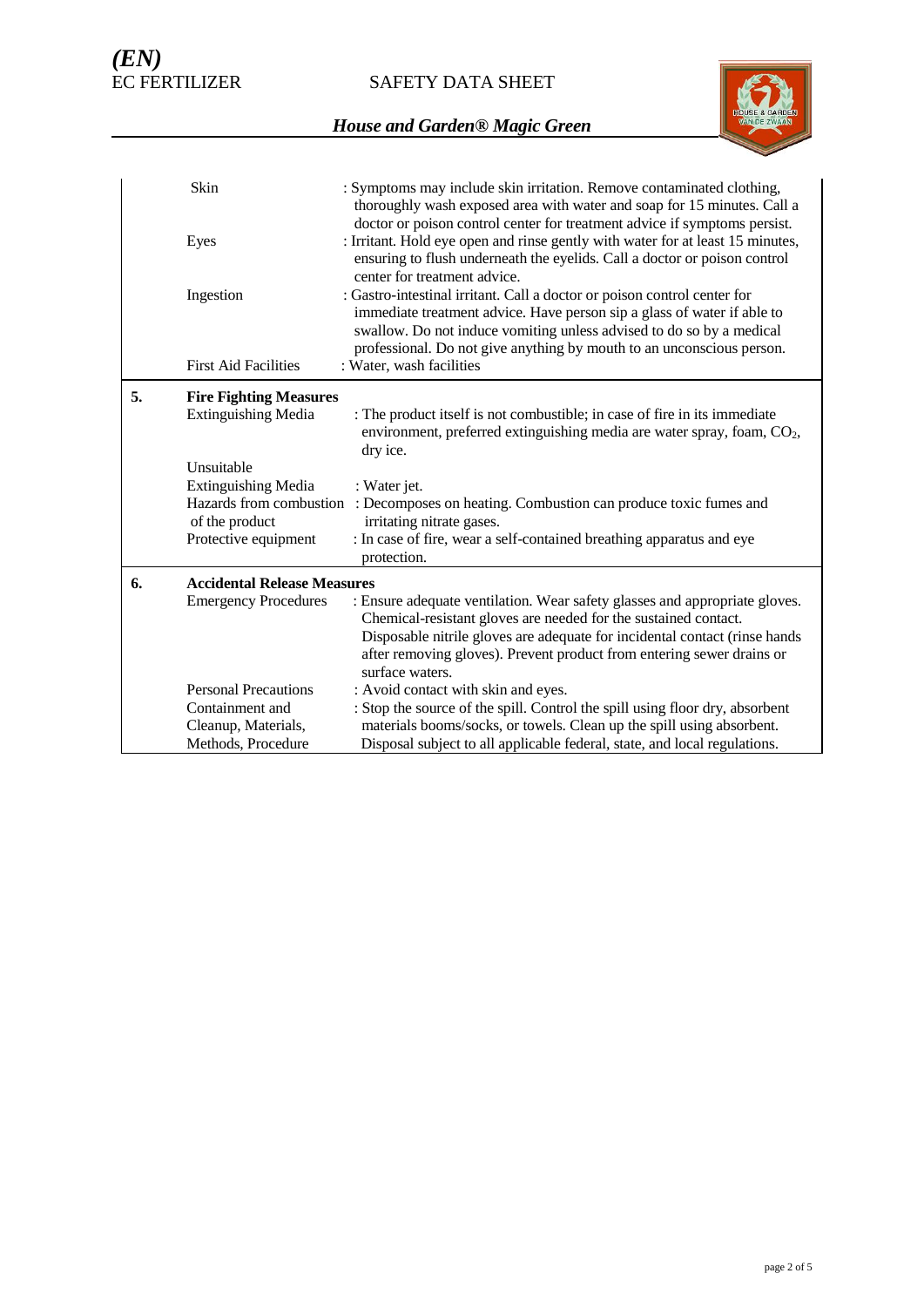| | | |
|---|---|---|
| | Skin | : Symptoms may include skin irritation. Remove contaminated clothing, thoroughly wash exposed area with water and soap for 15 minutes. Call a doctor or poison control center for treatment advice if symptoms persist. |
| | Eyes | : Irritant. Hold eye open and rinse gently with water for at least 15 minutes, ensuring to flush underneath the eyelids. Call a doctor or poison control center for treatment advice. |
| | Ingestion | : Gastro-intestinal irritant. Call a doctor or poison control center for immediate treatment advice. Have person sip a glass of water if able to swallow. Do not induce vomiting unless advised to do so by a medical professional. Do not give anything by mouth to an unconscious person. |
| | First Aid Facilities | : Water, wash facilities |
| **5.** | **Fire Fighting Measures** | |
| | Extinguishing Media | : The product itself is not combustible; in case of fire in its immediate environment, preferred extinguishing media are water spray, foam, $CO_2$, dry ice. |
| | Unsuitable Extinguishing Media | : Water jet. |
| | Hazards from combustion of the product | : Decomposes on heating. Combustion can produce toxic fumes and irritating nitrate gases. |
| | Protective equipment | : In case of fire, wear a self-contained breathing apparatus and eye protection. |
| **6.** | **Accidental Release Measures** | |
| | Emergency Procedures | : Ensure adequate ventilation. Wear safety glasses and appropriate gloves. Chemical-resistant gloves are needed for the sustained contact. Disposable nitrile gloves are adequate for incidental contact (rinse hands after removing gloves). Prevent product from entering sewer drains or surface waters. |
| | Personal Precautions | : Avoid contact with skin and eyes. |
| | Containment and Cleanup, Materials, Methods, Procedure | : Stop the source of the spill. Control the spill using floor dry, absorbent materials booms/socks, or towels. Clean up the spill using absorbent. Disposal subject to all applicable federal, state, and local regulations. |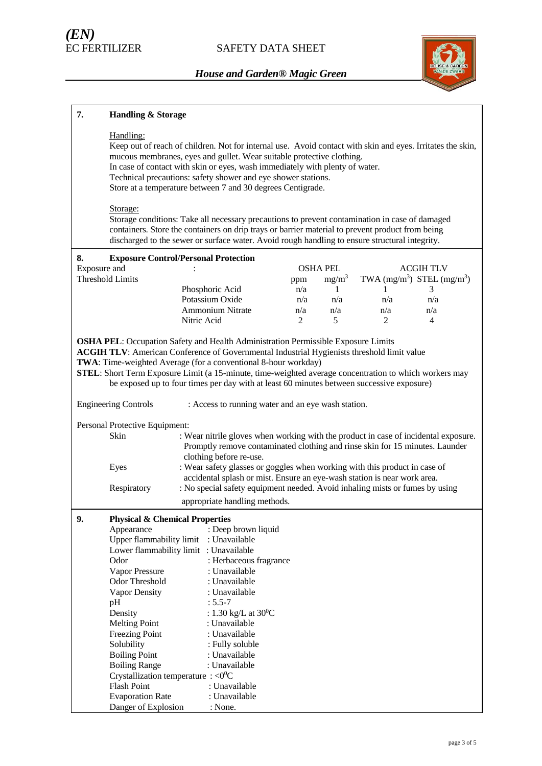## 7. Handling & Storage

Handling:

Keep out of reach of children. Not for internal use. Avoid contact with skin and eyes. Irritates the skin, mucous membranes, eyes and gullet. Wear suitable protective clothing.
In case of contact with skin or eyes, wash immediately with plenty of water.
Technical precautions: safety shower and eye shower stations.
Store at a temperature between 7 and 30 degrees Centigrade.

Storage:

Storage conditions: Take all necessary precautions to prevent contamination in case of damaged containers. Store the containers on drip trays or barrier material to prevent product from being discharged to the sewer or surface water. Avoid rough handling to ensure structural integrity.

## 8. Exposure Control/Personal Protection

Exposure and Threshold Limits :

| | OSHA PEL | | ACGIH TLV | |
|---|---|---|---|---|
| | ppm | $mg/m^3$ | TWA ($mg/m^3$) | STEL ($mg/m^3$) |
| Phosphoric Acid | n/a | 1 | 1 | 3 |
| Potassium Oxide | n/a | n/a | n/a | n/a |
| Ammonium Nitrate | n/a | n/a | n/a | n/a |
| Nitric Acid | 2 | 5 | 2 | 4 |

**OSHA PEL**: Occupation Safety and Health Administration Permissible Exposure Limits
**ACGIH TLV**: American Conference of Governmental Industrial Hygienists threshold limit value
**TWA**: Time-weighted Average (for a conventional 8-hour workday)
**STEL**: Short Term Exposure Limit (a 15-minute, time-weighted average concentration to which workers may be exposed up to four times per day with at least 60 minutes between successive exposure)

Engineering Controls : Access to running water and an eye wash station.

Personal Protective Equipment:

- Skin : Wear nitrile gloves when working with the product in case of incidental exposure. Promptly remove contaminated clothing and rinse skin for 15 minutes. Launder clothing before re-use.
- Eyes : Wear safety glasses or goggles when working with this product in case of accidental splash or mist. Ensure an eye-wash station is near work area.
- Respiratory : No special safety equipment needed. Avoid inhaling mists or fumes by using appropriate handling methods.

## 9. Physical & Chemical Properties

- Appearance : Deep brown liquid
- Upper flammability limit : Unavailable
- Lower flammability limit : Unavailable
- Odor : Herbaceous fragrance
- Vapor Pressure : Unavailable
- Odor Threshold : Unavailable
- Vapor Density : Unavailable
- pH : 5.5-7
- Density : 1.30 kg/L at $30^0$C
- Melting Point : Unavailable
- Freezing Point : Unavailable
- Solubility : Fully soluble
- Boiling Point : Unavailable
- Boiling Range : Unavailable
- Crystallization temperature : $<0^0$C
- Flash Point : Unavailable
- Evaporation Rate : Unavailable
- Danger of Explosion : None.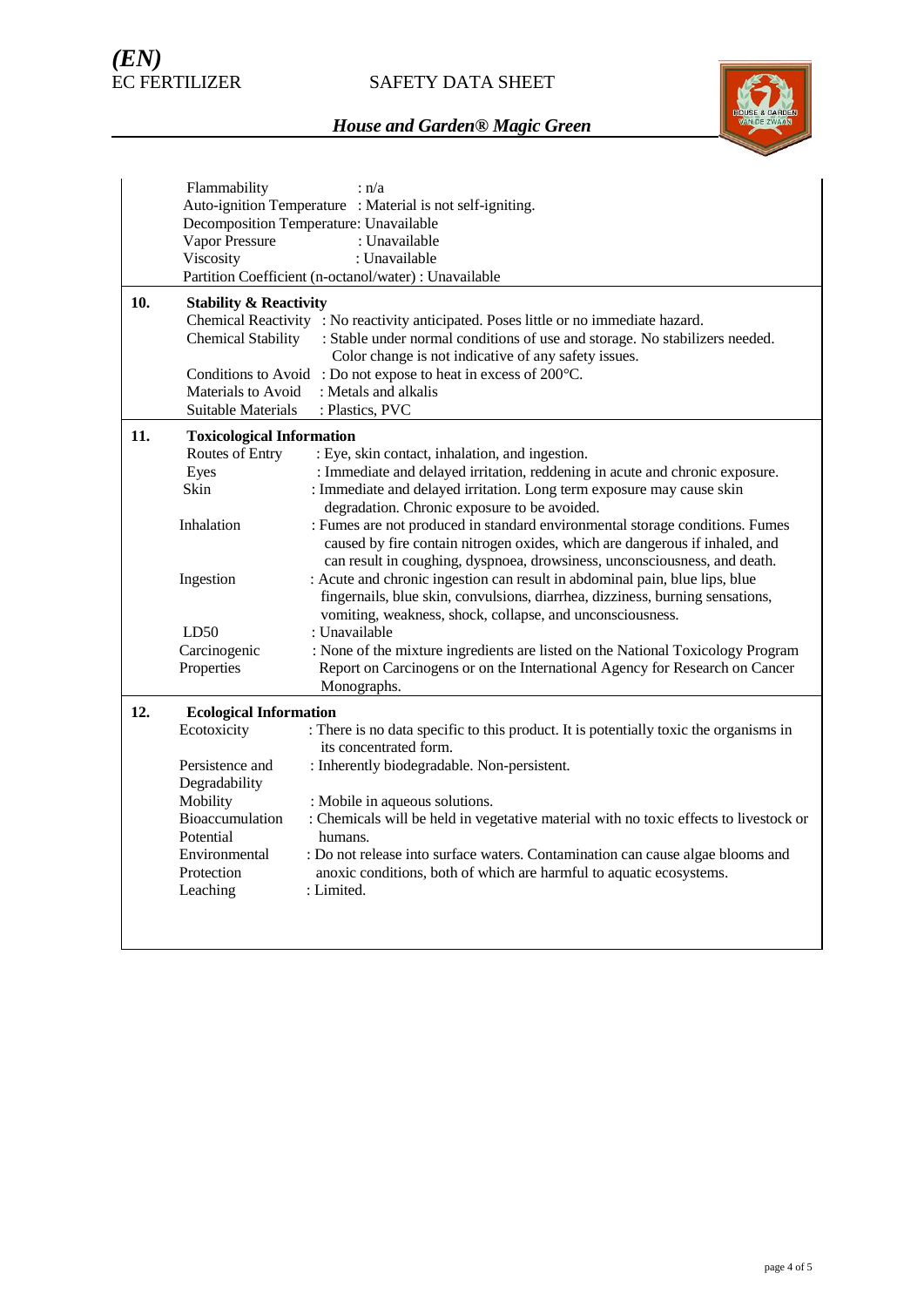Flammability : n/a
Auto-ignition Temperature : Material is not self-igniting.
Decomposition Temperature: Unavailable
Vapor Pressure : Unavailable
Viscosity : Unavailable
Partition Coefficient (n-octanol/water) : Unavailable

## 10. Stability & Reactivity

Chemical Reactivity : No reactivity anticipated. Poses little or no immediate hazard.
Chemical Stability : Stable under normal conditions of use and storage. No stabilizers needed. Color change is not indicative of any safety issues.
Conditions to Avoid : Do not expose to heat in excess of 200°C.
Materials to Avoid : Metals and alkalis
Suitable Materials : Plastics, PVC

## 11. Toxicological Information

Routes of Entry : Eye, skin contact, inhalation, and ingestion.
Eyes : Immediate and delayed irritation, reddening in acute and chronic exposure.
Skin : Immediate and delayed irritation. Long term exposure may cause skin degradation. Chronic exposure to be avoided.
Inhalation : Fumes are not produced in standard environmental storage conditions. Fumes caused by fire contain nitrogen oxides, which are dangerous if inhaled, and can result in coughing, dyspnoea, drowsiness, unconsciousness, and death.
Ingestion : Acute and chronic ingestion can result in abdominal pain, blue lips, blue fingernails, blue skin, convulsions, diarrhea, dizziness, burning sensations, vomiting, weakness, shock, collapse, and unconsciousness.
LD50 : Unavailable
Carcinogenic Properties : None of the mixture ingredients are listed on the National Toxicology Program Report on Carcinogens or on the International Agency for Research on Cancer Monographs.

## 12. Ecological Information

Ecotoxicity : There is no data specific to this product. It is potentially toxic the organisms in its concentrated form.
Persistence and Degradability : Inherently biodegradable. Non-persistent.
Mobility : Mobile in aqueous solutions.
Bioaccumulation Potential : Chemicals will be held in vegetative material with no toxic effects to livestock or humans.
Environmental Protection : Do not release into surface waters. Contamination can cause algae blooms and anoxic conditions, both of which are harmful to aquatic ecosystems.
Leaching : Limited.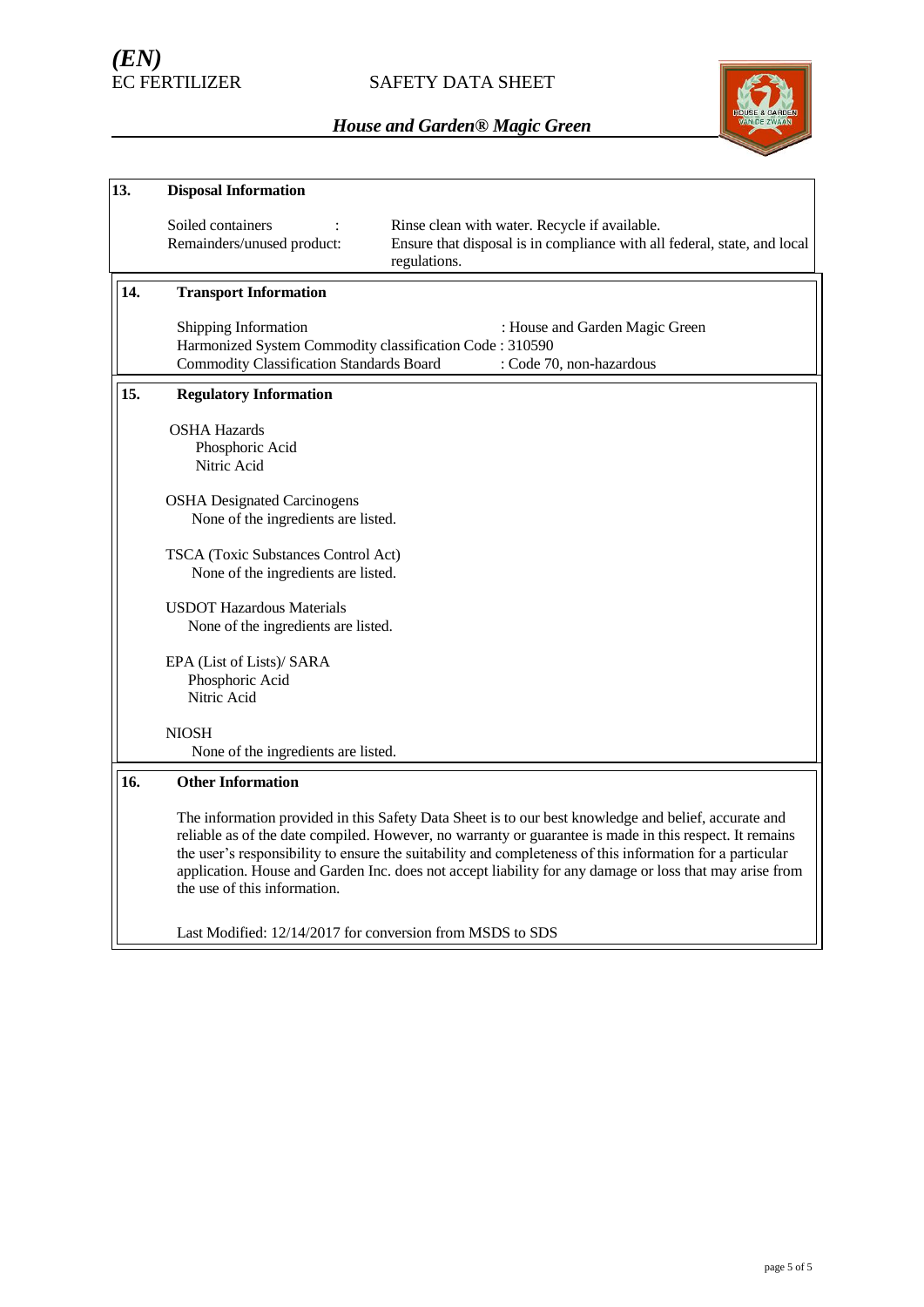## 13. Disposal Information

| | |
|---|---|
| Soiled containers : | Rinse clean with water. Recycle if available. |
| Remainders/unused product: | Ensure that disposal is in compliance with all federal, state, and local regulations. |

## 14. Transport Information

Shipping Information : House and Garden Magic Green
Harmonized System Commodity classification Code : 310590
Commodity Classification Standards Board : Code 70, non-hazardous

## 15. Regulatory Information

OSHA Hazards
- Phosphoric Acid
- Nitric Acid

OSHA Designated Carcinogens
- None of the ingredients are listed.

TSCA (Toxic Substances Control Act)
- None of the ingredients are listed.

USDOT Hazardous Materials
- None of the ingredients are listed.

EPA (List of Lists)/ SARA
- Phosphoric Acid
- Nitric Acid

NIOSH
- None of the ingredients are listed.

## 16. Other Information

The information provided in this Safety Data Sheet is to our best knowledge and belief, accurate and reliable as of the date compiled. However, no warranty or guarantee is made in this respect. It remains the user's responsibility to ensure the suitability and completeness of this information for a particular application. House and Garden Inc. does not accept liability for any damage or loss that may arise from the use of this information.

Last Modified: 12/14/2017 for conversion from MSDS to SDS